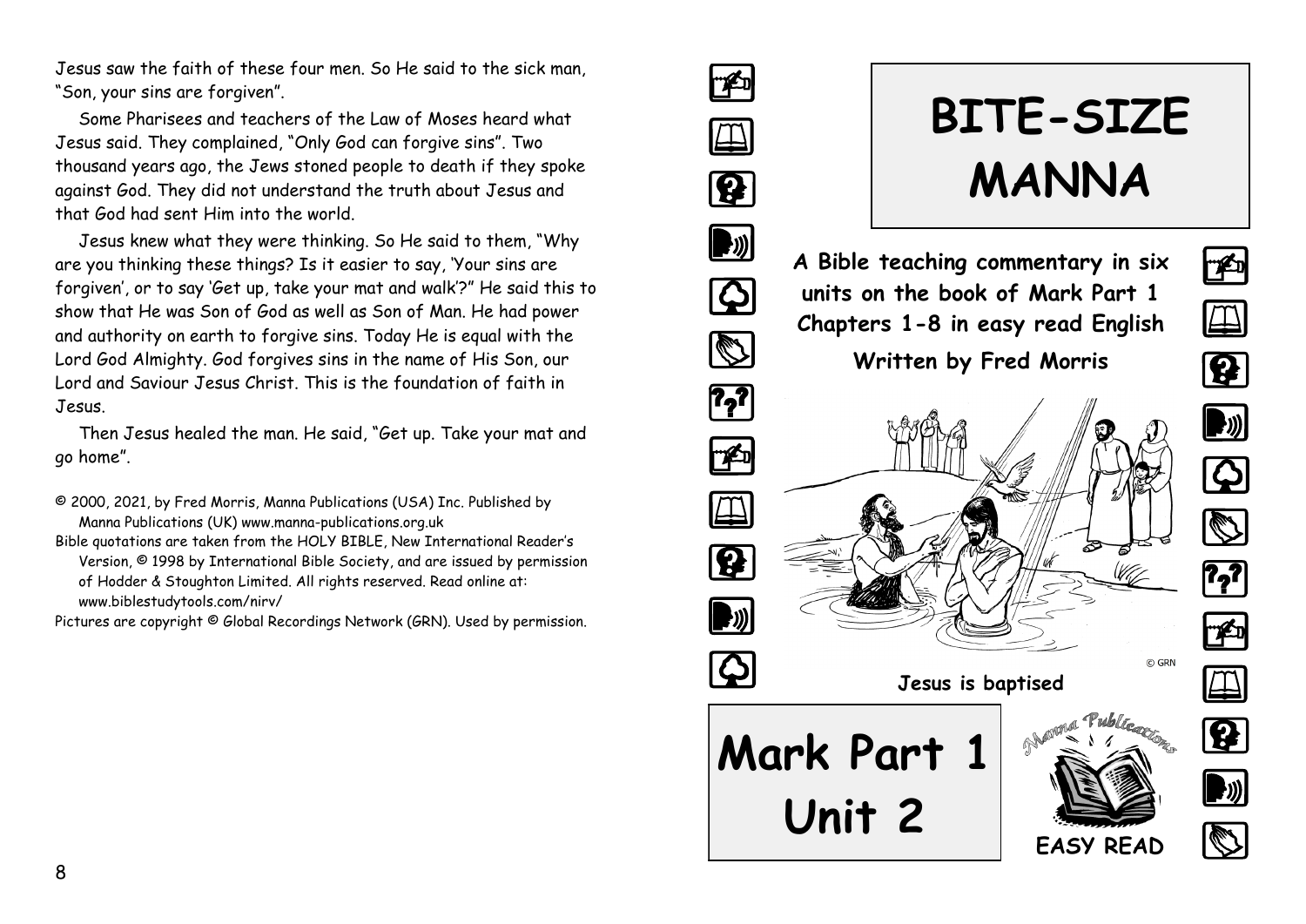Jesus saw the faith of these four men. So He said to the sick man, "Son, your sins are forgiven".

Some Pharisees and teachers of the Law of Moses heard what Jesus said. They complained, "Only God can forgive sins". Two thousand years ago, the Jews stoned people to death if they spoke against God. They did not understand the truth about Jesus and that God had sent Him into the world.

Jesus knew what they were thinking. So He said to them, "Why are you thinking these things? Is it easier to say, 'Your sins are forgiven', or to say 'Get up, take your mat and walk'?" He said this to show that He was Son of God as well as Son of Man. He had power and authority on earth to forgive sins. Today He is equal with the Lord God Almighty. God forgives sins in the name of His Son, our Lord and Saviour Jesus Christ. This is the foundation of faith in Jesus.

Then Jesus healed the man. He said, "Get up. Take your mat and go home".

© 2000, 2021, by Fred Morris, Manna Publications (USA) Inc. Published by Manna Publications (UK) www.manna-publications.org.uk

Bible quotations are taken from the HOLY BIBLE, New International Reader's Version, © 1998 by International Bible Society, and are issued by permission of Hodder & Stoughton Limited. All rights reserved. Read online at: www.biblestudytools.com/nirv/

Pictures are copyright © Global Recordings Network (GRN). Used by permission.

# BITE-SIZE MANNA

**A Bible teaching commentary in six units on the book of Mark Part 1 Chapters 1-8 in easy read English**

**Written by Fred Morris**

© GRN

**Jesus is baptised**

# Mark Part 1 Unit 2

Manna Publications

**EASY READ**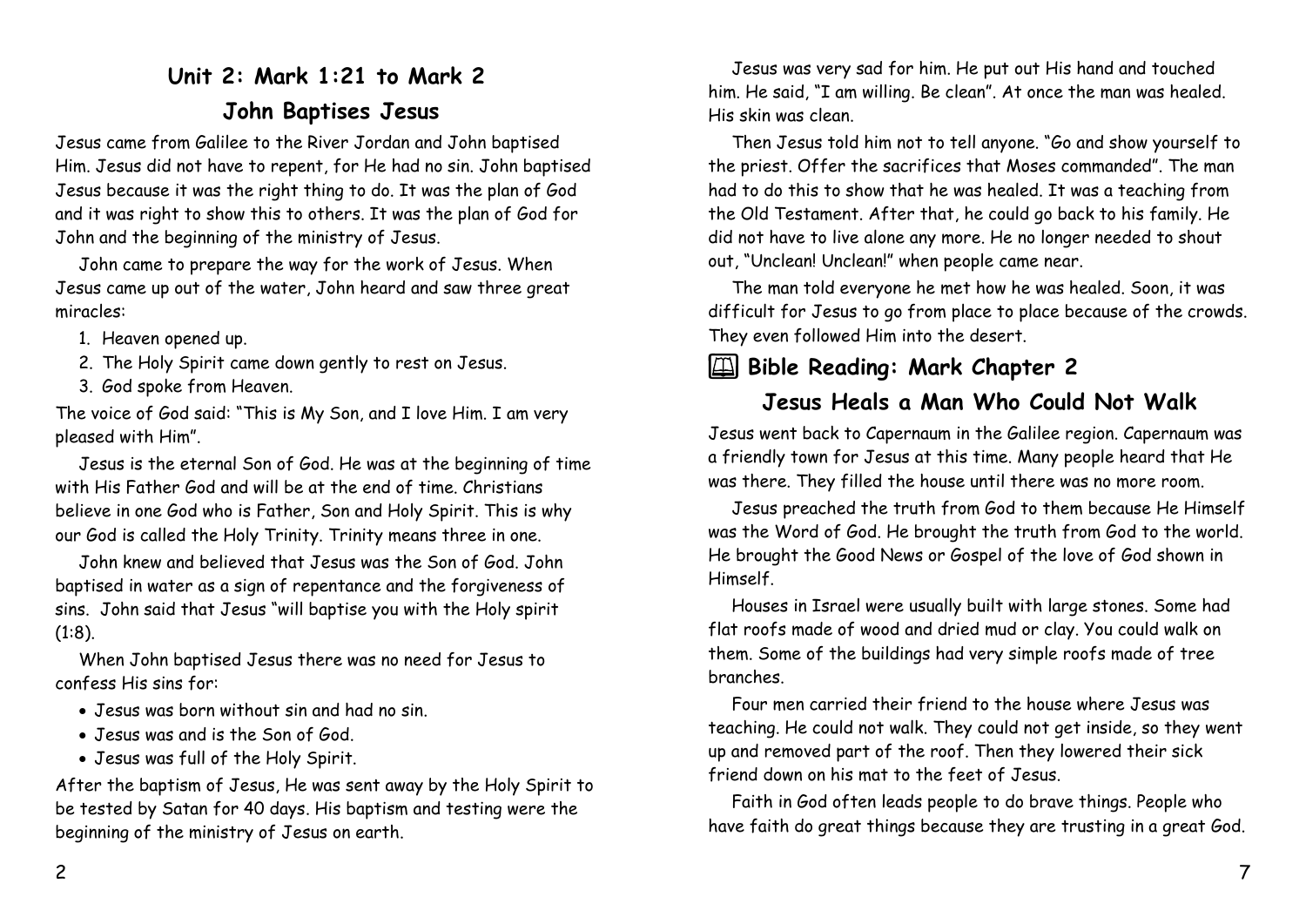## Unit 2: Mark 1:21 to Mark 2

### John Baptises Jesus

Jesus came from Galilee to the River Jordan and John baptised Him. Jesus did not have to repent, for He had no sin. John baptised Jesus because it was the right thing to do. It was the plan of God and it was right to show this to others. It was the plan of God for John and the beginning of the ministry of Jesus.

John came to prepare the way for the work of Jesus. When Jesus came up out of the water, John heard and saw three great miracles:

1. Heaven opened up.
2. The Holy Spirit came down gently to rest on Jesus.
3. God spoke from Heaven.

The voice of God said: "This is My Son, and I love Him. I am very pleased with Him".

Jesus is the eternal Son of God. He was at the beginning of time with His Father God and will be at the end of time. Christians believe in one God who is Father, Son and Holy Spirit. This is why our God is called the Holy Trinity. Trinity means three in one.

John knew and believed that Jesus was the Son of God. John baptised in water as a sign of repentance and the forgiveness of sins. John said that Jesus "will baptise you with the Holy spirit (1:8).

When John baptised Jesus there was no need for Jesus to confess His sins for:

- Jesus was born without sin and had no sin.
- Jesus was and is the Son of God.
- Jesus was full of the Holy Spirit.

After the baptism of Jesus, He was sent away by the Holy Spirit to be tested by Satan for 40 days. His baptism and testing were the beginning of the ministry of Jesus on earth.

Jesus was very sad for him. He put out His hand and touched him. He said, "I am willing. Be clean". At once the man was healed. His skin was clean.

Then Jesus told him not to tell anyone. "Go and show yourself to the priest. Offer the sacrifices that Moses commanded". The man had to do this to show that he was healed. It was a teaching from the Old Testament. After that, he could go back to his family. He did not have to live alone any more. He no longer needed to shout out, "Unclean! Unclean!" when people came near.

The man told everyone he met how he was healed. Soon, it was difficult for Jesus to go from place to place because of the crowds. They even followed Him into the desert.

### 🕮 Bible Reading: Mark Chapter 2

### Jesus Heals a Man Who Could Not Walk

Jesus went back to Capernaum in the Galilee region. Capernaum was a friendly town for Jesus at this time. Many people heard that He was there. They filled the house until there was no more room.

Jesus preached the truth from God to them because He Himself was the Word of God. He brought the truth from God to the world. He brought the Good News or Gospel of the love of God shown in Himself.

Houses in Israel were usually built with large stones. Some had flat roofs made of wood and dried mud or clay. You could walk on them. Some of the buildings had very simple roofs made of tree branches.

Four men carried their friend to the house where Jesus was teaching. He could not walk. They could not get inside, so they went up and removed part of the roof. Then they lowered their sick friend down on his mat to the feet of Jesus.

Faith in God often leads people to do brave things. People who have faith do great things because they are trusting in a great God.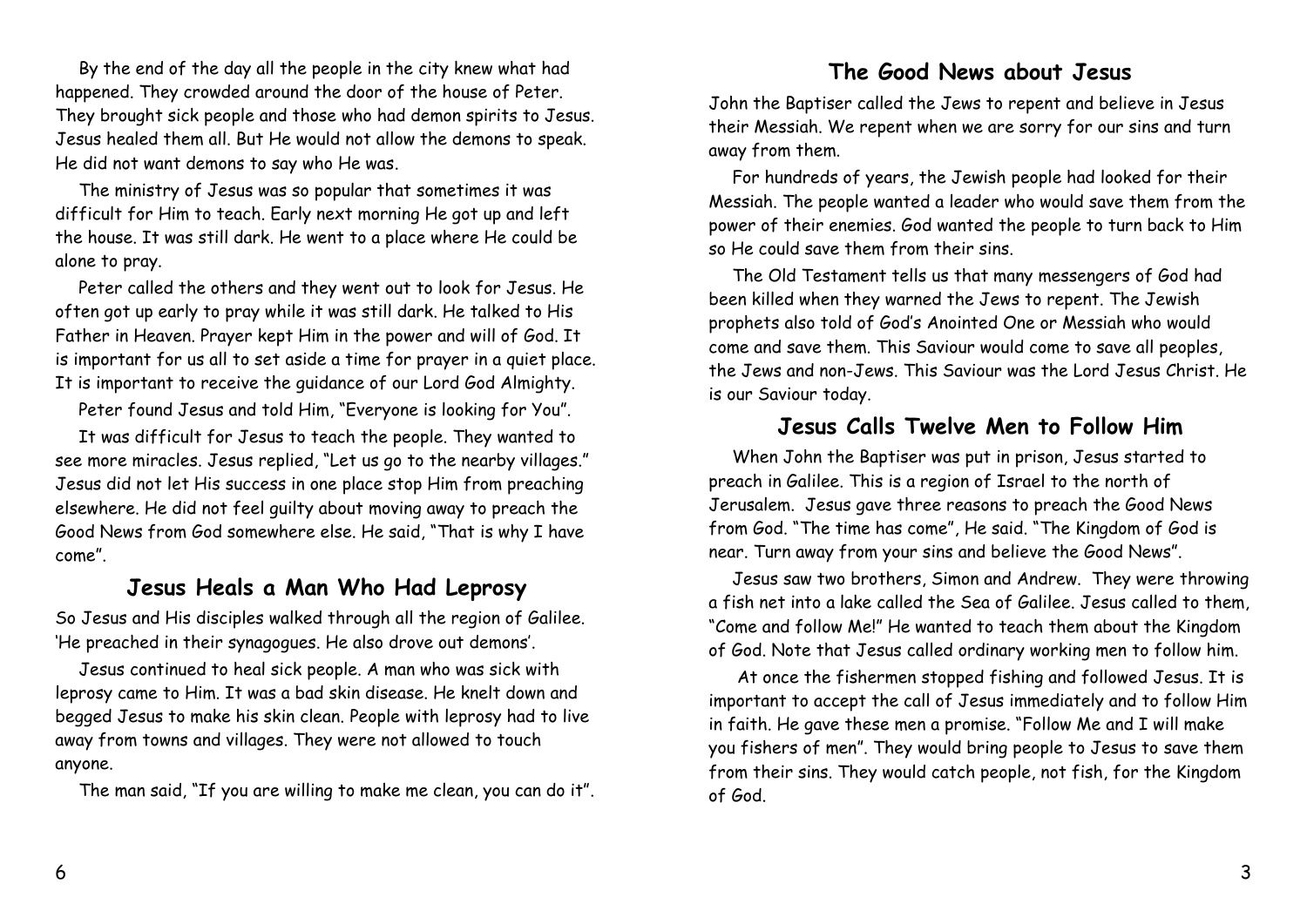By the end of the day all the people in the city knew what had happened. They crowded around the door of the house of Peter. They brought sick people and those who had demon spirits to Jesus. Jesus healed them all. But He would not allow the demons to speak. He did not want demons to say who He was.

The ministry of Jesus was so popular that sometimes it was difficult for Him to teach. Early next morning He got up and left the house. It was still dark. He went to a place where He could be alone to pray.

Peter called the others and they went out to look for Jesus. He often got up early to pray while it was still dark. He talked to His Father in Heaven. Prayer kept Him in the power and will of God. It is important for us all to set aside a time for prayer in a quiet place. It is important to receive the guidance of our Lord God Almighty.

Peter found Jesus and told Him, "Everyone is looking for You".

It was difficult for Jesus to teach the people. They wanted to see more miracles. Jesus replied, "Let us go to the nearby villages." Jesus did not let His success in one place stop Him from preaching elsewhere. He did not feel guilty about moving away to preach the Good News from God somewhere else. He said, "That is why I have come".

## Jesus Heals a Man Who Had Leprosy

So Jesus and His disciples walked through all the region of Galilee. 'He preached in their synagogues. He also drove out demons'.

Jesus continued to heal sick people. A man who was sick with leprosy came to Him. It was a bad skin disease. He knelt down and begged Jesus to make his skin clean. People with leprosy had to live away from towns and villages. They were not allowed to touch anyone.

The man said, "If you are willing to make me clean, you can do it".

## The Good News about Jesus

John the Baptiser called the Jews to repent and believe in Jesus their Messiah. We repent when we are sorry for our sins and turn away from them.

For hundreds of years, the Jewish people had looked for their Messiah. The people wanted a leader who would save them from the power of their enemies. God wanted the people to turn back to Him so He could save them from their sins.

The Old Testament tells us that many messengers of God had been killed when they warned the Jews to repent. The Jewish prophets also told of God's Anointed One or Messiah who would come and save them. This Saviour would come to save all peoples, the Jews and non-Jews. This Saviour was the Lord Jesus Christ. He is our Saviour today.

## Jesus Calls Twelve Men to Follow Him

When John the Baptiser was put in prison, Jesus started to preach in Galilee. This is a region of Israel to the north of Jerusalem. Jesus gave three reasons to preach the Good News from God. "The time has come", He said. "The Kingdom of God is near. Turn away from your sins and believe the Good News".

Jesus saw two brothers, Simon and Andrew. They were throwing a fish net into a lake called the Sea of Galilee. Jesus called to them, "Come and follow Me!" He wanted to teach them about the Kingdom of God. Note that Jesus called ordinary working men to follow him.

At once the fishermen stopped fishing and followed Jesus. It is important to accept the call of Jesus immediately and to follow Him in faith. He gave these men a promise. "Follow Me and I will make you fishers of men". They would bring people to Jesus to save them from their sins. They would catch people, not fish, for the Kingdom of God.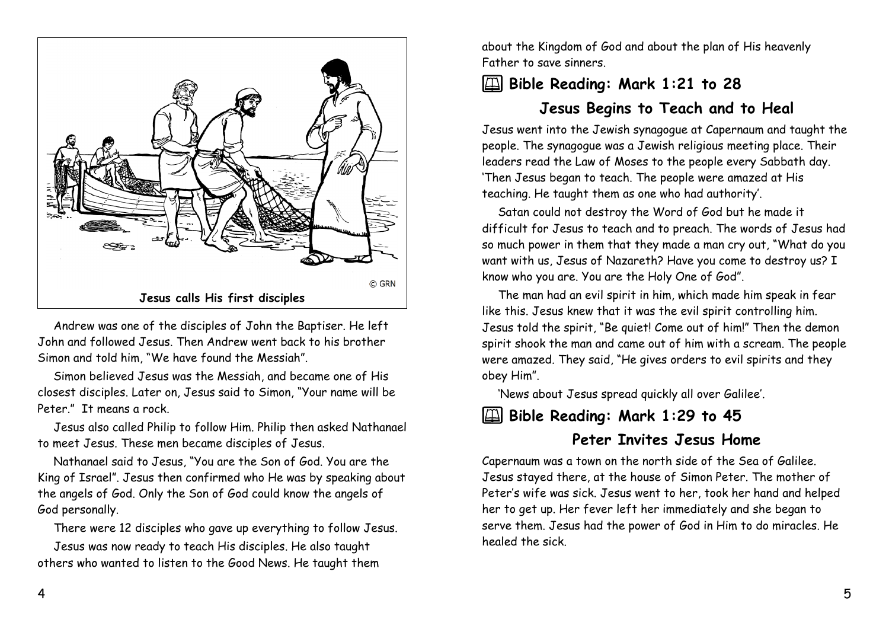Jesus calls His first disciples

Andrew was one of the disciples of John the Baptiser. He left John and followed Jesus. Then Andrew went back to his brother Simon and told him, "We have found the Messiah".

Simon believed Jesus was the Messiah, and became one of His closest disciples. Later on, Jesus said to Simon, "Your name will be Peter." It means a rock.

Jesus also called Philip to follow Him. Philip then asked Nathanael to meet Jesus. These men became disciples of Jesus.

Nathanael said to Jesus, "You are the Son of God. You are the King of Israel". Jesus then confirmed who He was by speaking about the angels of God. Only the Son of God could know the angels of God personally.

There were 12 disciples who gave up everything to follow Jesus.

Jesus was now ready to teach His disciples. He also taught others who wanted to listen to the Good News. He taught them about the Kingdom of God and about the plan of His heavenly Father to save sinners.

## Bible Reading: Mark 1:21 to 28

### Jesus Begins to Teach and to Heal

Jesus went into the Jewish synagogue at Capernaum and taught the people. The synagogue was a Jewish religious meeting place. Their leaders read the Law of Moses to the people every Sabbath day. 'Then Jesus began to teach. The people were amazed at His teaching. He taught them as one who had authority'.

Satan could not destroy the Word of God but he made it difficult for Jesus to teach and to preach. The words of Jesus had so much power in them that they made a man cry out, "What do you want with us, Jesus of Nazareth? Have you come to destroy us? I know who you are. You are the Holy One of God".

The man had an evil spirit in him, which made him speak in fear like this. Jesus knew that it was the evil spirit controlling him. Jesus told the spirit, "Be quiet! Come out of him!" Then the demon spirit shook the man and came out of him with a scream. The people were amazed. They said, "He gives orders to evil spirits and they obey Him".

'News about Jesus spread quickly all over Galilee'.

## Bible Reading: Mark 1:29 to 45

### Peter Invites Jesus Home

Capernaum was a town on the north side of the Sea of Galilee. Jesus stayed there, at the house of Simon Peter. The mother of Peter's wife was sick. Jesus went to her, took her hand and helped her to get up. Her fever left her immediately and she began to serve them. Jesus had the power of God in Him to do miracles. He healed the sick.